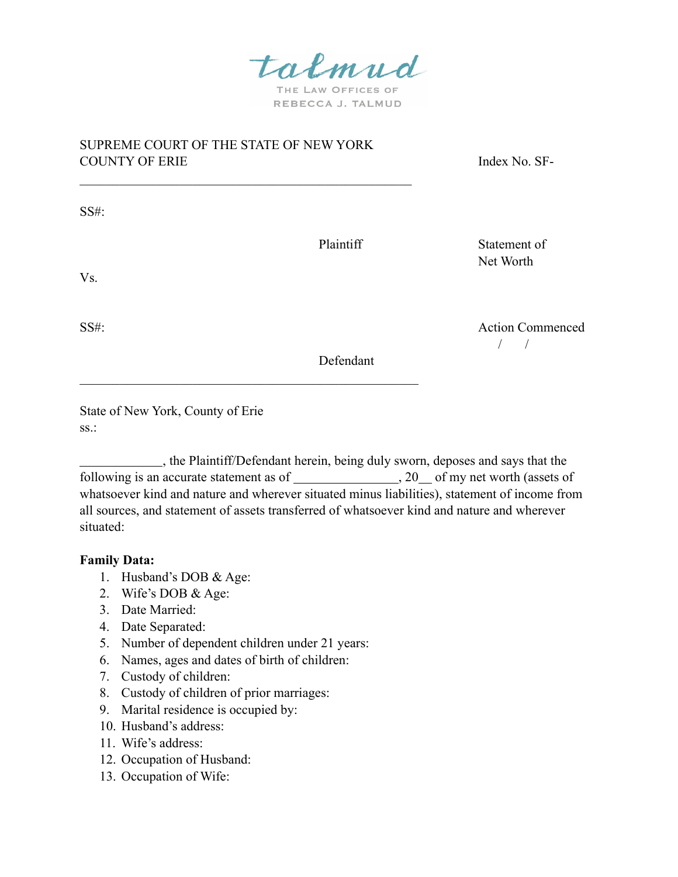talmud

THE LAW OFFICES OF
REBECCA J. TALMUD

SUPREME COURT OF THE STATE OF NEW YORK
COUNTY OF ERIE

Index No. SF-

---

SS#:

Plaintiff

Statement of Net Worth

Vs.

SS#:

Action Commenced
/ /

Defendant

---

State of New York, County of Erie
ss.:

____________, the Plaintiff/Defendant herein, being duly sworn, deposes and says that the following is an accurate statement as of _______________, 20__ of my net worth (assets of whatsoever kind and nature and wherever situated minus liabilities), statement of income from all sources, and statement of assets transferred of whatsoever kind and nature and wherever situated:

**Family Data:**

1. Husband's DOB & Age:
2. Wife's DOB & Age:
3. Date Married:
4. Date Separated:
5. Number of dependent children under 21 years:
6. Names, ages and dates of birth of children:
7. Custody of children:
8. Custody of children of prior marriages:
9. Marital residence is occupied by:
10. Husband's address:
11. Wife's address:
12. Occupation of Husband:
13. Occupation of Wife: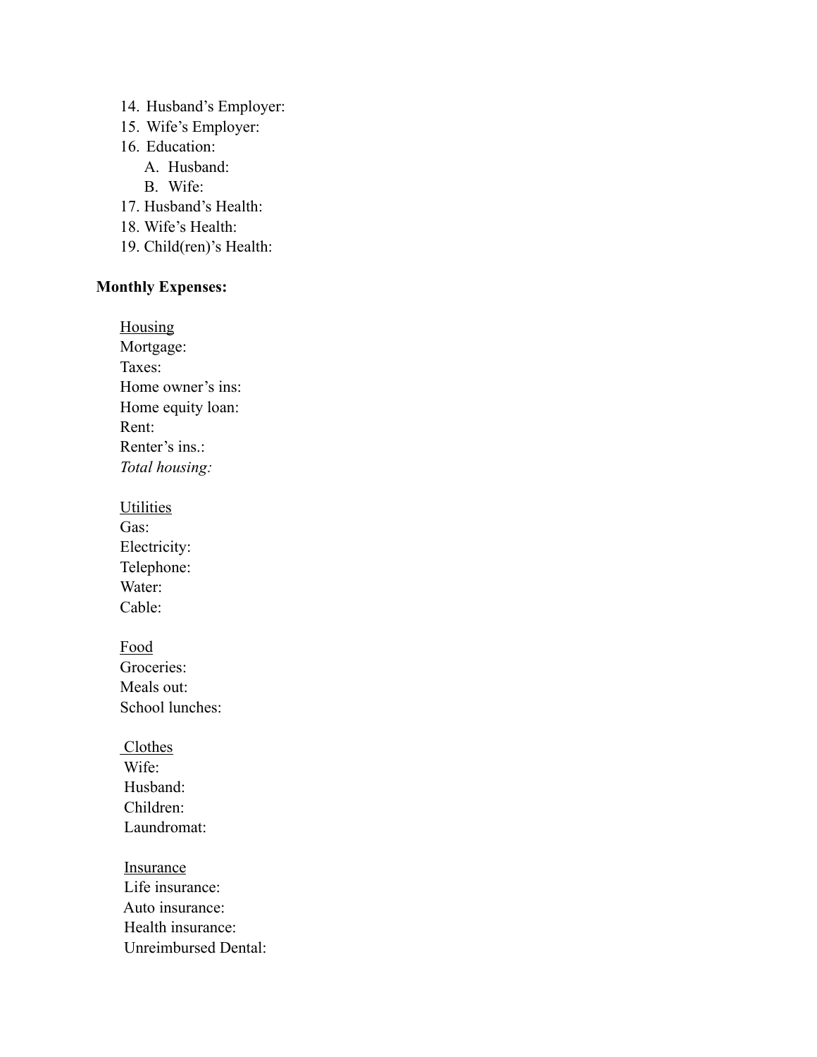14. Husband's Employer:
15. Wife's Employer:
16. Education:
    A. Husband:
    B. Wife:
17. Husband's Health:
18. Wife's Health:
19. Child(ren)'s Health:

**Monthly Expenses:**

<u>Housing</u>
Mortgage:
Taxes:
Home owner's ins:
Home equity loan:
Rent:
Renter's ins.:
*Total housing:*

<u>Utilities</u>
Gas:
Electricity:
Telephone:
Water:
Cable:

<u>Food</u>
Groceries:
Meals out:
School lunches:

<u>Clothes</u>
Wife:
Husband:
Children:
Laundromat:

<u>Insurance</u>
Life insurance:
Auto insurance:
Health insurance:
Unreimbursed Dental: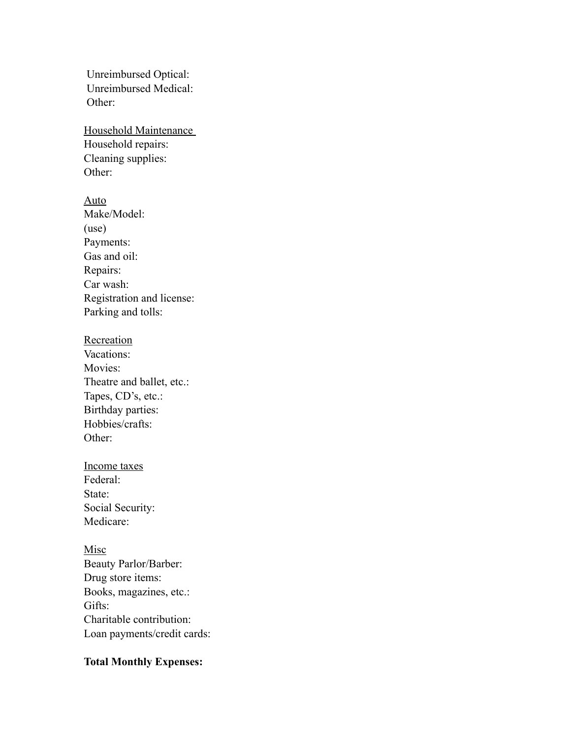Unreimbursed Optical:
Unreimbursed Medical:
Other:

<u>Household Maintenance</u>
Household repairs:
Cleaning supplies:
Other:

<u>Auto</u>
Make/Model:
(use)
Payments:
Gas and oil:
Repairs:
Car wash:
Registration and license:
Parking and tolls:

<u>Recreation</u>
Vacations:
Movies:
Theatre and ballet, etc.:
Tapes, CD's, etc.:
Birthday parties:
Hobbies/crafts:
Other:

<u>Income taxes</u>
Federal:
State:
Social Security:
Medicare:

<u>Misc</u>
Beauty Parlor/Barber:
Drug store items:
Books, magazines, etc.:
Gifts:
Charitable contribution:
Loan payments/credit cards:

**Total Monthly Expenses:**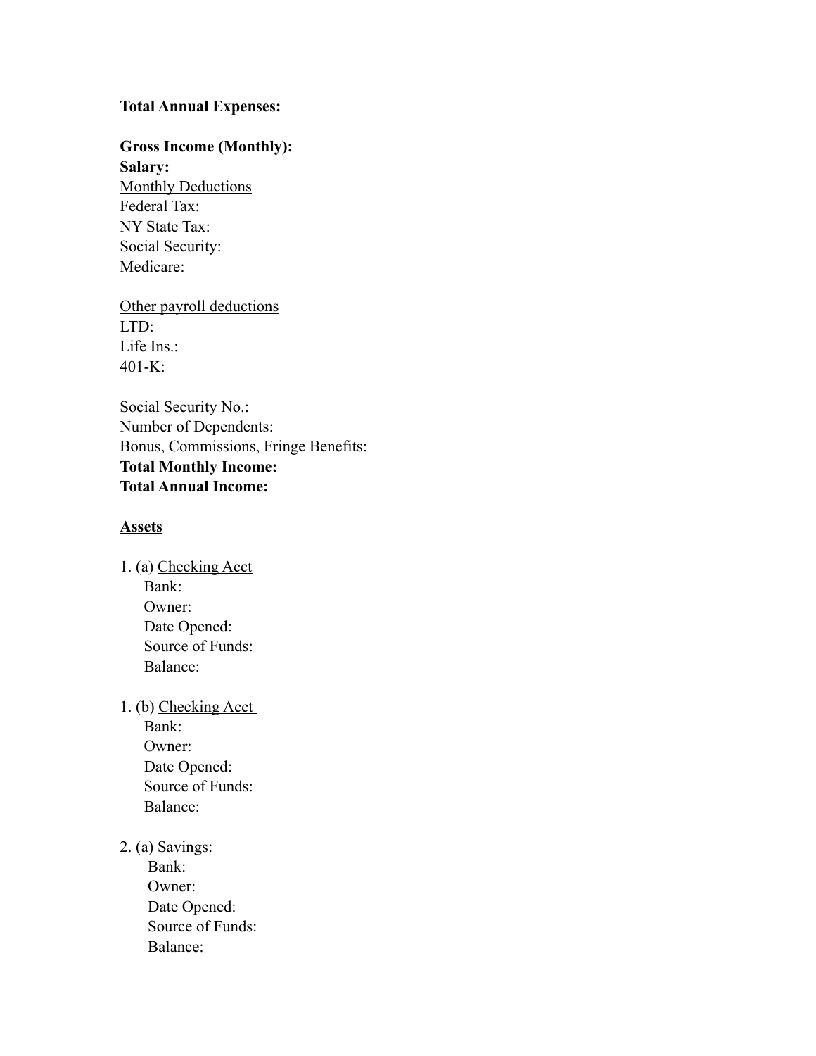**Total Annual Expenses:**

**Gross Income (Monthly):**
**Salary:**
<u>Monthly Deductions</u>
Federal Tax:
NY State Tax:
Social Security:
Medicare:

<u>Other payroll deductions</u>
LTD:
Life Ins.:
401-K:

Social Security No.:
Number of Dependents:
Bonus, Commissions, Fringe Benefits:
**Total Monthly Income:**
**Total Annual Income:**

**<u>Assets</u>**

1. (a) <u>Checking Acct</u>
   Bank:
   Owner:
   Date Opened:
   Source of Funds:
   Balance:

1. (b) <u>Checking Acct</u>
   Bank:
   Owner:
   Date Opened:
   Source of Funds:
   Balance:

2. (a) Savings:
   Bank:
   Owner:
   Date Opened:
   Source of Funds:
   Balance: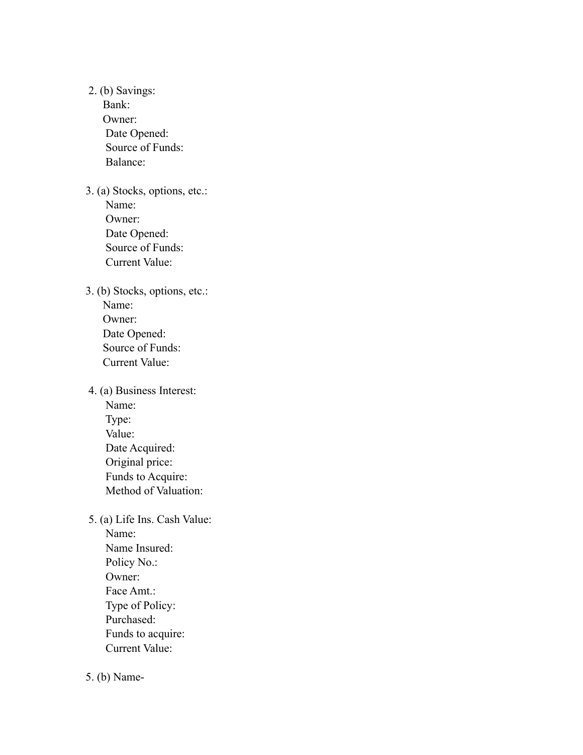2. (b) Savings:
   Bank:
   Owner:
   Date Opened:
   Source of Funds:
   Balance:

3. (a) Stocks, options, etc.:
   Name:
   Owner:
   Date Opened:
   Source of Funds:
   Current Value:

3. (b) Stocks, options, etc.:
   Name:
   Owner:
   Date Opened:
   Source of Funds:
   Current Value:

4. (a) Business Interest:
   Name:
   Type:
   Value:
   Date Acquired:
   Original price:
   Funds to Acquire:
   Method of Valuation:

5. (a) Life Ins. Cash Value:
   Name:
   Name Insured:
   Policy No.:
   Owner:
   Face Amt.:
   Type of Policy:
   Purchased:
   Funds to acquire:
   Current Value:

5. (b) Name-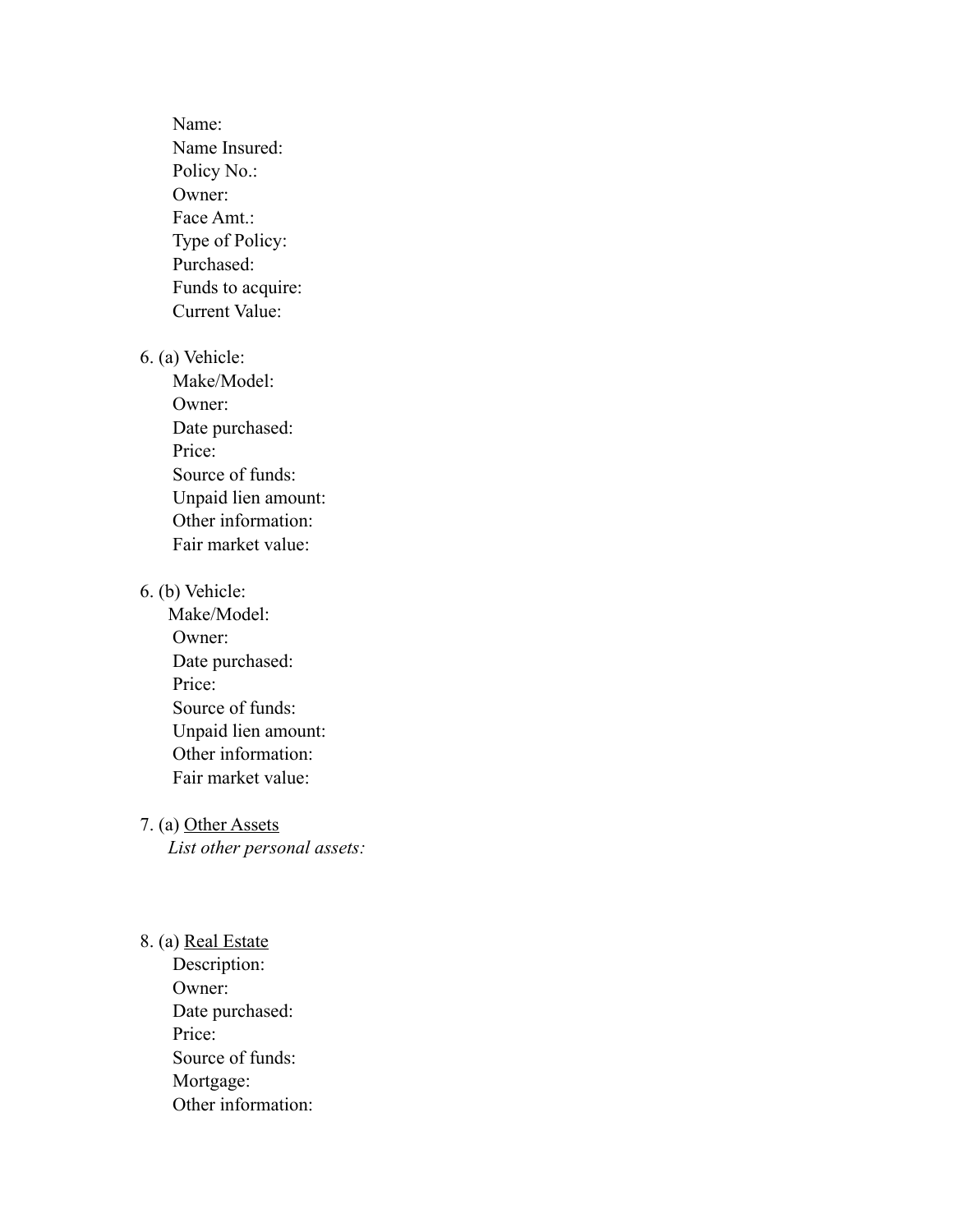Name:
Name Insured:
Policy No.:
Owner:
Face Amt.:
Type of Policy:
Purchased:
Funds to acquire:
Current Value:

6. (a) Vehicle:
Make/Model:
Owner:
Date purchased:
Price:
Source of funds:
Unpaid lien amount:
Other information:
Fair market value:

6. (b) Vehicle:
Make/Model:
Owner:
Date purchased:
Price:
Source of funds:
Unpaid lien amount:
Other information:
Fair market value:

7. (a) <u>Other Assets</u>
*List other personal assets:*

8. (a) <u>Real Estate</u>
Description:
Owner:
Date purchased:
Price:
Source of funds:
Mortgage:
Other information: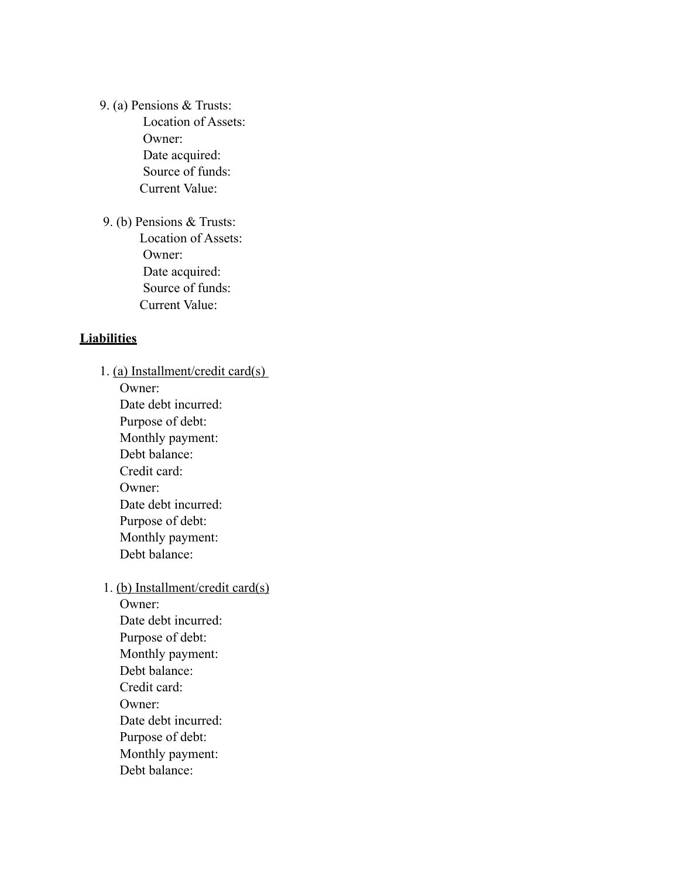9. (a) Pensions & Trusts:
    Location of Assets:
    Owner:
    Date acquired:
    Source of funds:
    Current Value:

9. (b) Pensions & Trusts:
    Location of Assets:
    Owner:
    Date acquired:
    Source of funds:
    Current Value:

**<u>Liabilities</u>**

1. <u>(a) Installment/credit card(s)</u>
    Owner:
    Date debt incurred:
    Purpose of debt:
    Monthly payment:
    Debt balance:
    Credit card:
    Owner:
    Date debt incurred:
    Purpose of debt:
    Monthly payment:
    Debt balance:

1. <u>(b) Installment/credit card(s)</u>
    Owner:
    Date debt incurred:
    Purpose of debt:
    Monthly payment:
    Debt balance:
    Credit card:
    Owner:
    Date debt incurred:
    Purpose of debt:
    Monthly payment:
    Debt balance: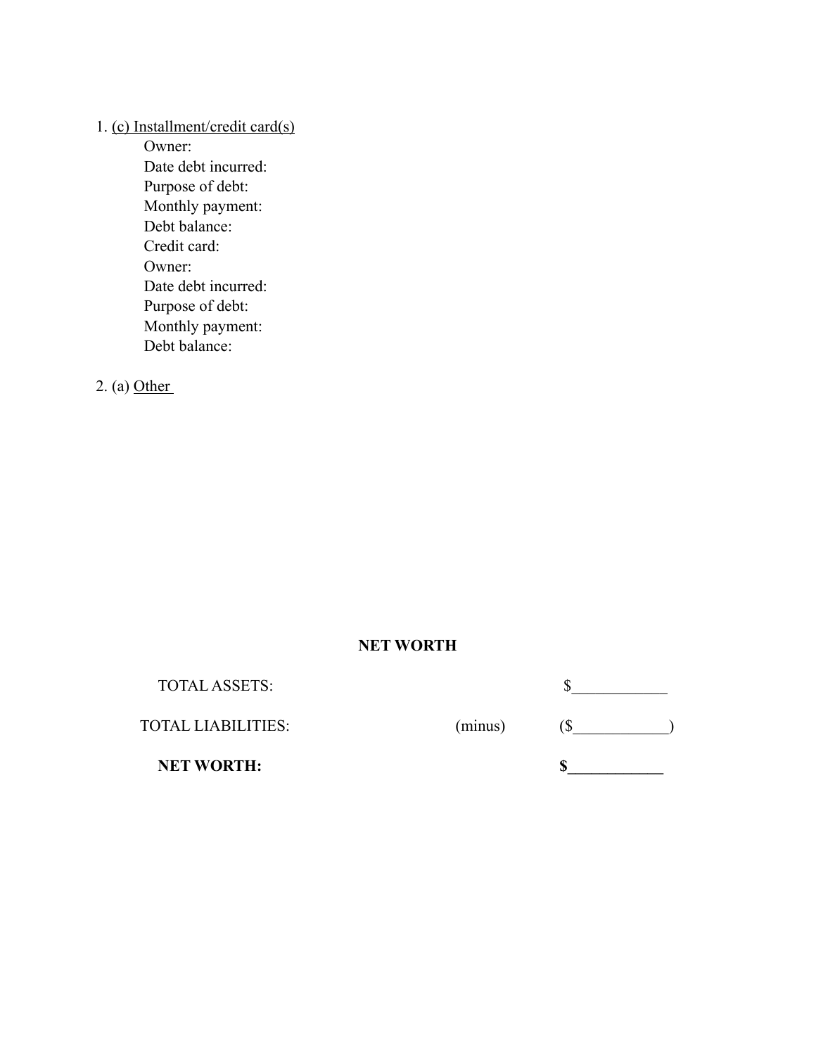1. <u>(c) Installment/credit card(s)</u>

    Owner:
    Date debt incurred:
    Purpose of debt:
    Monthly payment:
    Debt balance:
    Credit card:
    Owner:
    Date debt incurred:
    Purpose of debt:
    Monthly payment:
    Debt balance:

2. (a) <u>Other</u>

**NET WORTH**

| | | |
|---|---|---|
| TOTAL ASSETS: | | $____________ |
| TOTAL LIABILITIES: | (minus) | ($____________) |
| **NET WORTH:** | | **$____________** |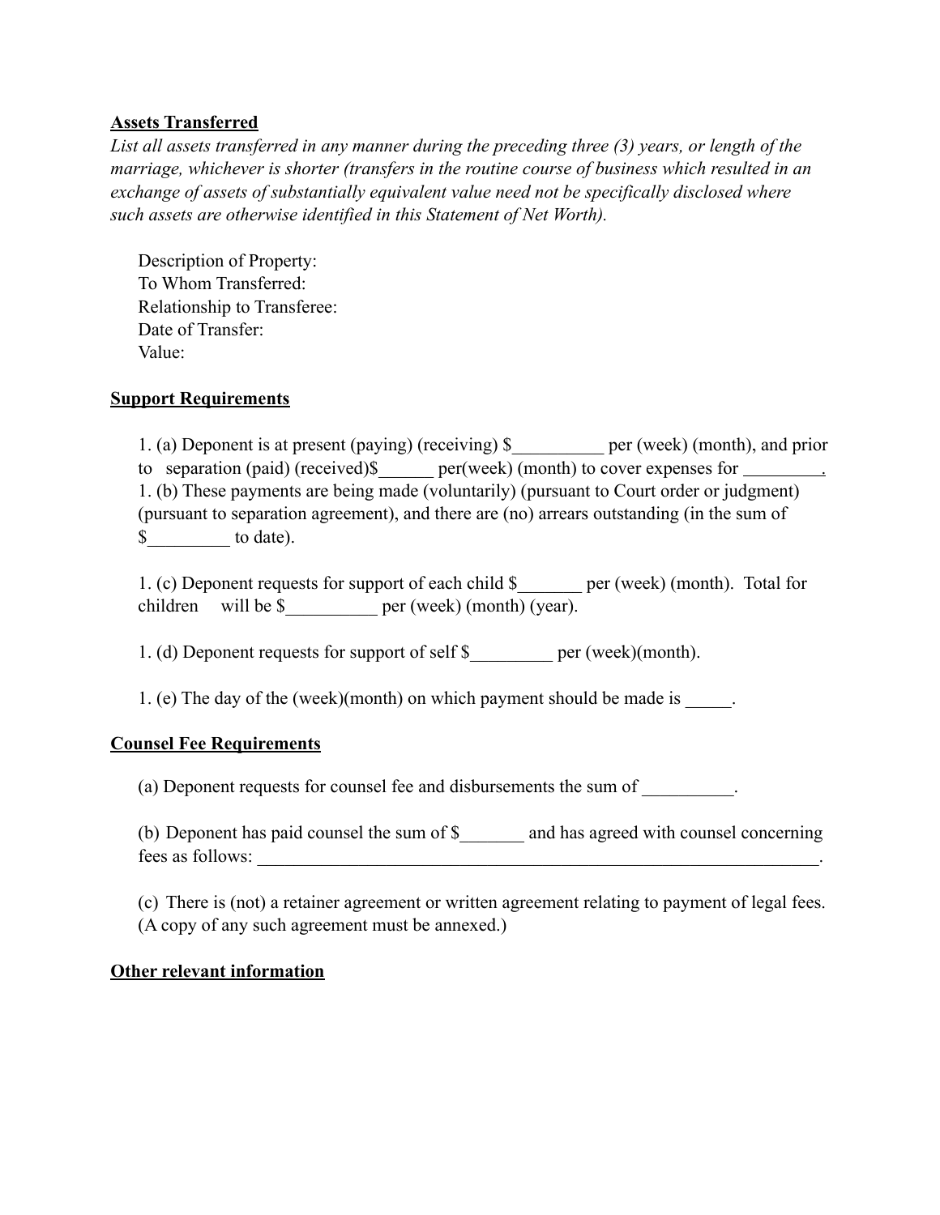**Assets Transferred**

*List all assets transferred in any manner during the preceding three (3) years, or length of the marriage, whichever is shorter (transfers in the routine course of business which resulted in an exchange of assets of substantially equivalent value need not be specifically disclosed where such assets are otherwise identified in this Statement of Net Worth).*

Description of Property:
To Whom Transferred:
Relationship to Transferee:
Date of Transfer:
Value:

**Support Requirements**

1. (a) Deponent is at present (paying) (receiving) $__________ per (week) (month), and prior to separation (paid) (received)$______ per(week) (month) to cover expenses for _________.
1. (b) These payments are being made (voluntarily) (pursuant to Court order or judgment) (pursuant to separation agreement), and there are (no) arrears outstanding (in the sum of $_________ to date).

1. (c) Deponent requests for support of each child $_______ per (week) (month). Total for children will be $__________ per (week) (month) (year).

1. (d) Deponent requests for support of self $_________ per (week)(month).

1. (e) The day of the (week)(month) on which payment should be made is _____.

**Counsel Fee Requirements**

(a) Deponent requests for counsel fee and disbursements the sum of __________.

(b) Deponent has paid counsel the sum of $_______ and has agreed with counsel concerning fees as follows: _________________________________________________________________.

(c) There is (not) a retainer agreement or written agreement relating to payment of legal fees. (A copy of any such agreement must be annexed.)

**Other relevant information**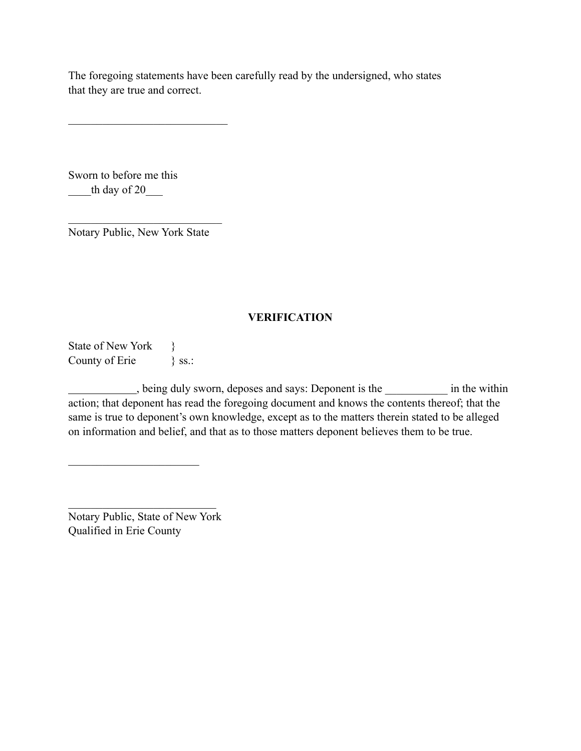The foregoing statements have been carefully read by the undersigned, who states that they are true and correct.

____________________________

Sworn to before me this
____th day of 20___

___________________________
Notary Public, New York State

**VERIFICATION**

State of New York }
County of Erie } ss.:

____________, being duly sworn, deposes and says: Deponent is the ___________ in the within action; that deponent has read the foregoing document and knows the contents thereof; that the same is true to deponent's own knowledge, except as to the matters therein stated to be alleged on information and belief, and that as to those matters deponent believes them to be true.

_______________________

__________________________
Notary Public, State of New York
Qualified in Erie County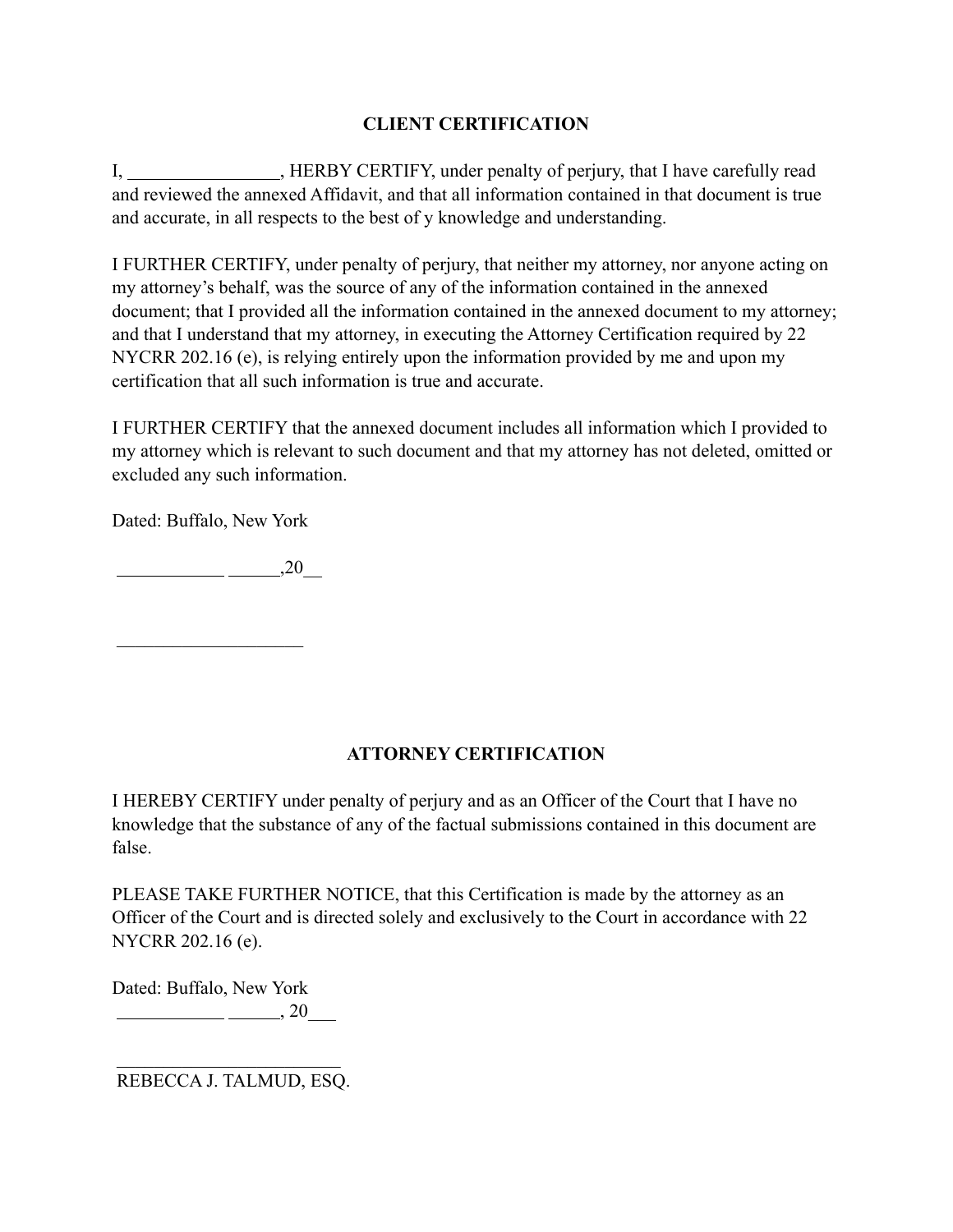## CLIENT CERTIFICATION

I, ________________, HERBY CERTIFY, under penalty of perjury, that I have carefully read and reviewed the annexed Affidavit, and that all information contained in that document is true and accurate, in all respects to the best of y knowledge and understanding.

I FURTHER CERTIFY, under penalty of perjury, that neither my attorney, nor anyone acting on my attorney's behalf, was the source of any of the information contained in the annexed document; that I provided all the information contained in the annexed document to my attorney; and that I understand that my attorney, in executing the Attorney Certification required by 22 NYCRR 202.16 (e), is relying entirely upon the information provided by me and upon my certification that all such information is true and accurate.

I FURTHER CERTIFY that the annexed document includes all information which I provided to my attorney which is relevant to such document and that my attorney has not deleted, omitted or excluded any such information.

Dated: Buffalo, New York

___________ ______,20__

____________________

## ATTORNEY CERTIFICATION

I HEREBY CERTIFY under penalty of perjury and as an Officer of the Court that I have no knowledge that the substance of any of the factual submissions contained in this document are false.

PLEASE TAKE FURTHER NOTICE, that this Certification is made by the attorney as an Officer of the Court and is directed solely and exclusively to the Court in accordance with 22 NYCRR 202.16 (e).

Dated: Buffalo, New York
___________ ______, 20___

________________________
REBECCA J. TALMUD, ESQ.